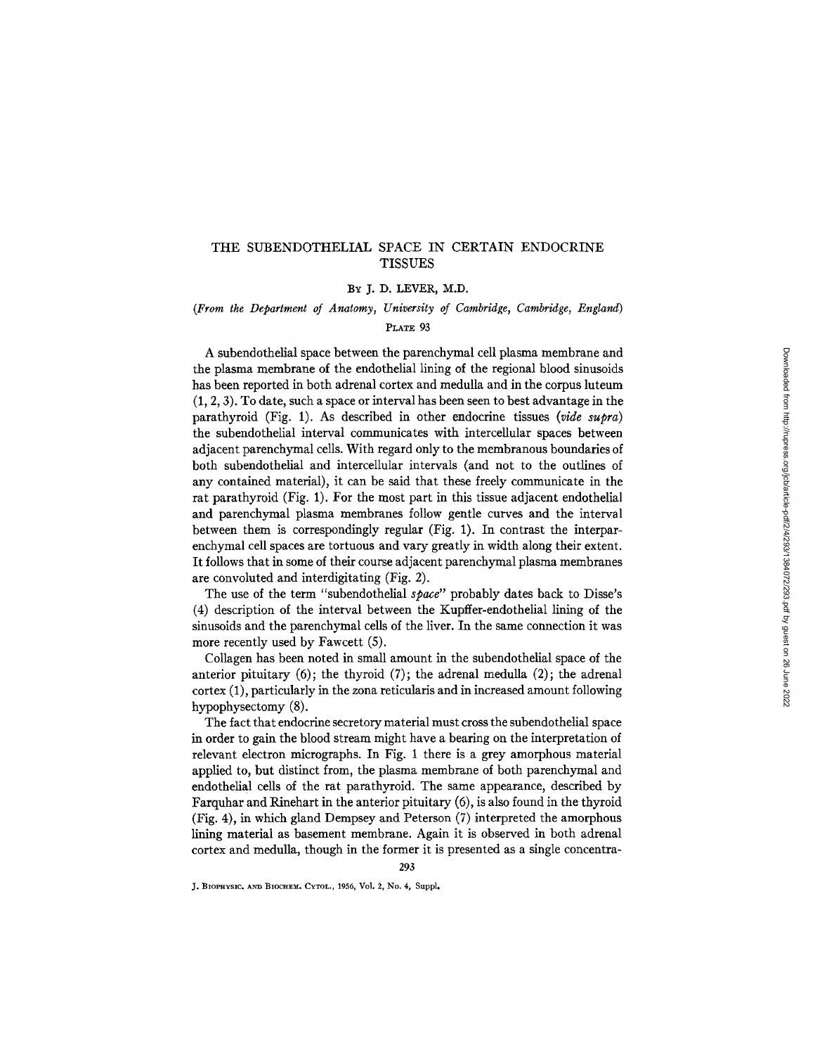# THE SUBENDOTHELIAL SPACE IN CERTAIN ENDOCRINE TISSUES

By J. D. LEVER, M.D.

*(From the Department of Anatomy, University of Cambridge, Cambridge, England)*

PLATE 93

A subendothelial space between the parenchymal cell plasma membrane and the plasma membrane of the endothelial lining of the regional blood sinusoids has been reported in both adrenal cortex and medulla and in the corpus luteum (1, 2, 3). To date, such a space or interval has been seen to best advantage in the parathyroid (Fig. 1). As described in other endocrine tissues (*vide supra*) the subendothelial interval communicates with intercellular spaces between adjacent parenchymal cells. With regard only to the membranous boundaries of both subendothelial and intercellular intervals (and not to the outlines of any contained material), it can be said that these freely communicate in the rat parathyroid (Fig. 1). For the most part in this tissue adjacent endothelial and parenchymal plasma membranes follow gentle curves and the interval between them is correspondingly regular (Fig. 1). In contrast the interparenchymal cell spaces are tortuous and vary greatly in width along their extent. It follows that in some of their course adjacent parenchymal plasma membranes are convoluted and interdigitating (Fig. 2).

The use of the term "subendothelial *space*" probably dates back to Disse's (4) description of the interval between the Kupffer-endothelial lining of the sinusoids and the parenchymal cells of the liver. In the same connection it was more recently used by Fawcett (5).

Collagen has been noted in small amount in the subendothelial space of the anterior pituitary (6); the thyroid (7); the adrenal medulla (2); the adrenal cortex (1), particularly in the zona reticularis and in increased amount following hypophysectomy (8).

The fact that endocrine secretory material must cross the subendothelial space in order to gain the blood stream might have a bearing on the interpretation of relevant electron micrographs. In Fig. 1 there is a grey amorphous material applied to, but distinct from, the plasma membrane of both parenchymal and endothelial cells of the rat parathyroid. The same appearance, described by Farquhar and Rinehart in the anterior pituitary (6), is also found in the thyroid (Fig. 4), in which gland Dempsey and Peterson (7) interpreted the amorphous lining material as basement membrane. Again it is observed in both adrenal cortex and medulla, though in the former it is presented as a single concentra-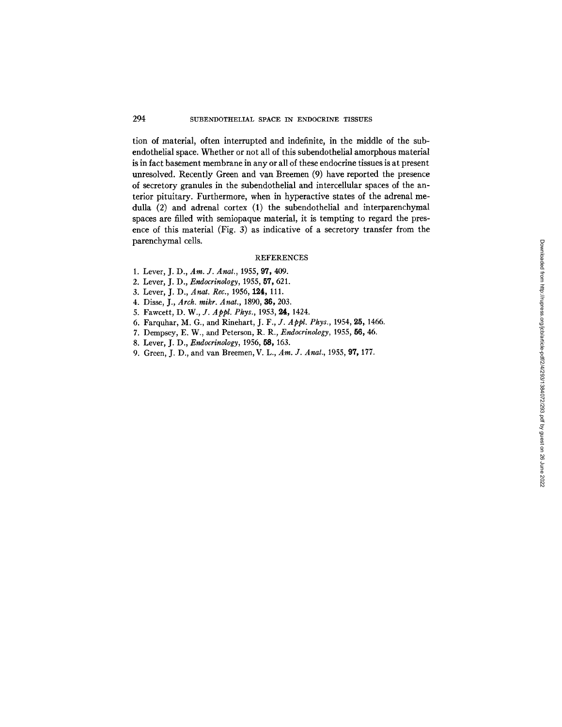tion of material, often interrupted and indefinite, in the middle of the subendothelial space. Whether or not all of this subendothelial amorphous material is in fact basement membrane in any or all of these endocrine tissues is at present unresolved. Recently Green and van Breemen (9) have reported the presence of secretory granules in the subendothelial and intercellular spaces of the anterior pituitary. Furthermore, when in hyperactive states of the adrenal medulla (2) and adrenal cortex (1) the subendothelial and interparenchymal spaces are filled with semiopaque material, it is tempting to regard the presence of this material (Fig. 3) as indicative of a secretory transfer from the parenchymal cells.

## REFERENCES

1. Lever, J. D., *Am. J. Anat.*, 1955, **97,** 409.
2. Lever, J. D., *Endocrinology*, 1955, **57,** 621.
3. Lever, J. D., *Anat. Rec.*, 1956, **124,** 111.
4. Disse, J., *Arch. mikr. Anat.*, 1890, **36,** 203.
5. Fawcett, D. W., *J. Appl. Phys.*, 1953, **24,** 1424.
6. Farquhar, M. G., and Rinehart, J. F., *J. Appl. Phys.*, 1954, **25,** 1466.
7. Dempsey, E. W., and Peterson, R. R., *Endocrinology*, 1955, **56,** 46.
8. Lever, J. D., *Endocrinology*, 1956, **58,** 163.
9. Green, J. D., and van Breemen, V. L., *Am. J. Anat.*, 1955, **97,** 177.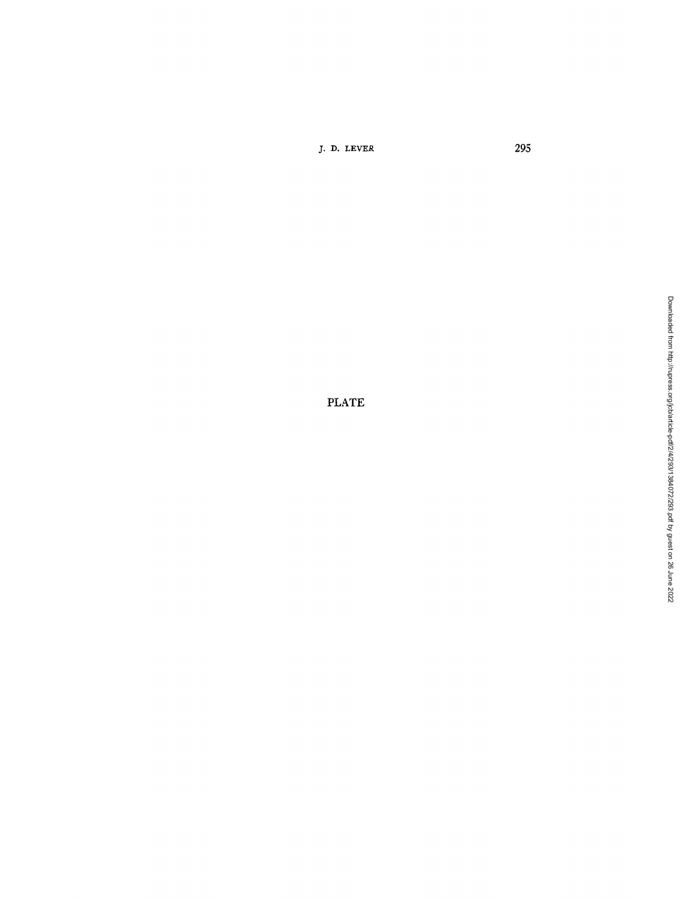PLATE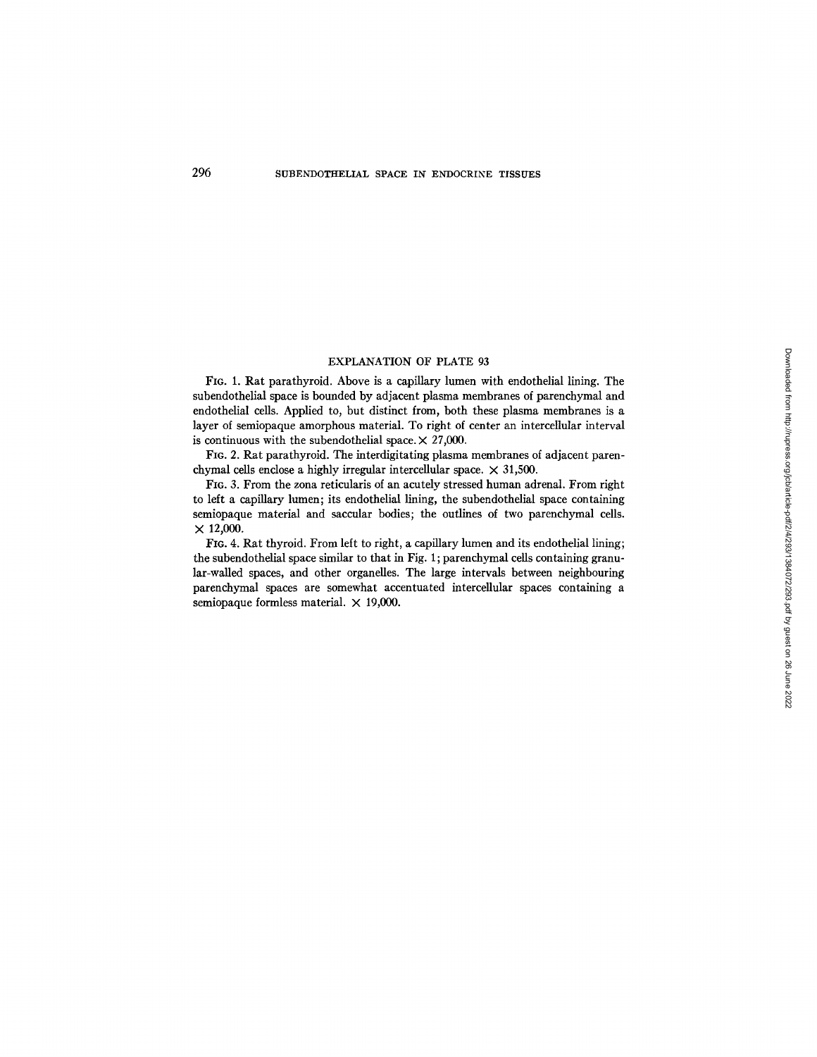## EXPLANATION OF PLATE 93

FIG. 1. Rat parathyroid. Above is a capillary lumen with endothelial lining. The subendothelial space is bounded by adjacent plasma membranes of parenchymal and endothelial cells. Applied to, but distinct from, both these plasma membranes is a layer of semiopaque amorphous material. To right of center an intercellular interval is continuous with the subendothelial space. × 27,000.

FIG. 2. Rat parathyroid. The interdigitating plasma membranes of adjacent parenchymal cells enclose a highly irregular intercellular space. × 31,500.

FIG. 3. From the zona reticularis of an acutely stressed human adrenal. From right to left a capillary lumen; its endothelial lining, the subendothelial space containing semiopaque material and saccular bodies; the outlines of two parenchymal cells. × 12,000.

FIG. 4. Rat thyroid. From left to right, a capillary lumen and its endothelial lining; the subendothelial space similar to that in Fig. 1; parenchymal cells containing granular-walled spaces, and other organelles. The large intervals between neighbouring parenchymal spaces are somewhat accentuated intercellular spaces containing a semiopaque formless material. × 19,000.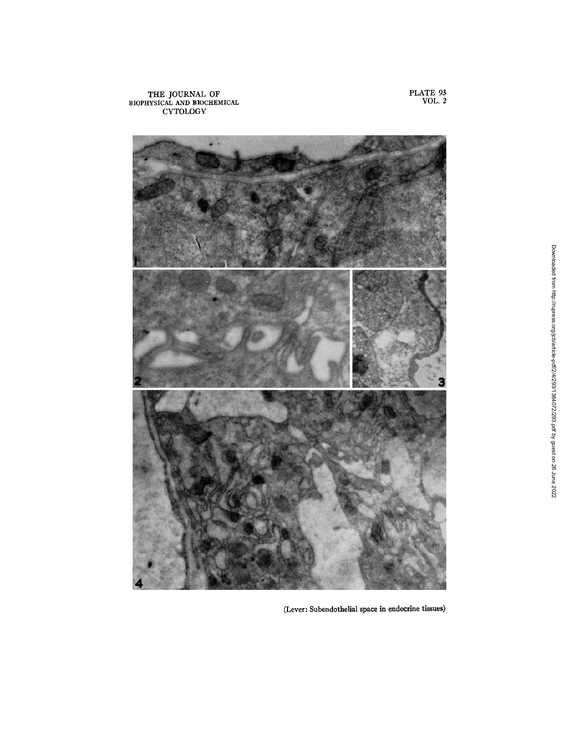(Lever: Subendothelial space in endocrine tissues)